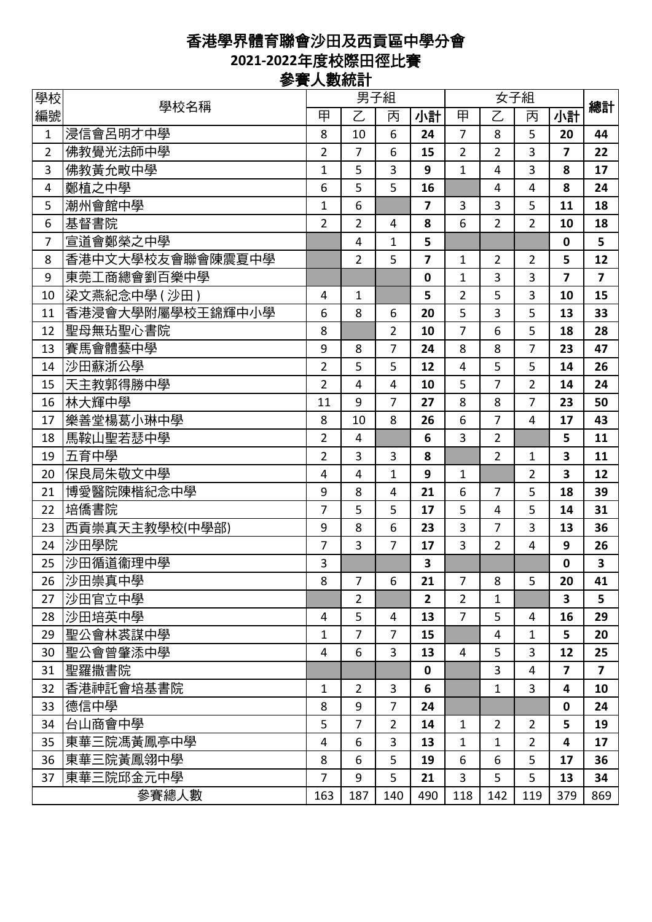# 香港學界體育聯會沙田及西貢區中學分會

## 2021-2022年度校際田徑比賽

## 參賽人數統計

| 學校編號 | 學校名稱 | 男子組 | | | | 女子組 | | | | 總計 |
|---|---|---|---|---|---|---|---|---|---|---|
| | | 甲 | 乙 | 丙 | 小計 | 甲 | 乙 | 丙 | 小計 | |
| 1 | 浸信會呂明才中學 | 8 | 10 | 6 | **24** | 7 | 8 | 5 | **20** | **44** |
| 2 | 佛教覺光法師中學 | 2 | 7 | 6 | **15** | 2 | 2 | 3 | **7** | **22** |
| 3 | 佛教黃允畋中學 | 1 | 5 | 3 | **9** | 1 | 4 | 3 | **8** | **17** |
| 4 | 鄭植之中學 | 6 | 5 | 5 | **16** | | 4 | 4 | **8** | **24** |
| 5 | 潮州會館中學 | 1 | 6 | | **7** | 3 | 3 | 5 | **11** | **18** |
| 6 | 基督書院 | 2 | 2 | 4 | **8** | 6 | 2 | 2 | **10** | **18** |
| 7 | 宣道會鄭榮之中學 | | 4 | 1 | **5** | | | | **0** | **5** |
| 8 | 香港中文大學校友會聯會陳震夏中學 | | 2 | 5 | **7** | 1 | 2 | 2 | **5** | **12** |
| 9 | 東莞工商總會劉百樂中學 | | | | **0** | 1 | 3 | 3 | **7** | **7** |
| 10 | 梁文燕紀念中學(沙田) | 4 | 1 | | **5** | 2 | 5 | 3 | **10** | **15** |
| 11 | 香港浸會大學附屬學校王錦輝中小學 | 6 | 8 | 6 | **20** | 5 | 3 | 5 | **13** | **33** |
| 12 | 聖母無玷聖心書院 | 8 | | 2 | **10** | 7 | 6 | 5 | **18** | **28** |
| 13 | 賽馬會體藝中學 | 9 | 8 | 7 | **24** | 8 | 8 | 7 | **23** | **47** |
| 14 | 沙田蘇浙公學 | 2 | 5 | 5 | **12** | 4 | 5 | 5 | **14** | **26** |
| 15 | 天主教郭得勝中學 | 2 | 4 | 4 | **10** | 5 | 7 | 2 | **14** | **24** |
| 16 | 林大輝中學 | 11 | 9 | 7 | **27** | 8 | 8 | 7 | **23** | **50** |
| 17 | 樂善堂楊葛小琳中學 | 8 | 10 | 8 | **26** | 6 | 7 | 4 | **17** | **43** |
| 18 | 馬鞍山聖若瑟中學 | 2 | 4 | | **6** | 3 | 2 | | **5** | **11** |
| 19 | 五育中學 | 2 | 3 | 3 | **8** | | 2 | 1 | **3** | **11** |
| 20 | 保良局朱敬文中學 | 4 | 4 | 1 | **9** | 1 | | 2 | **3** | **12** |
| 21 | 博愛醫院陳楷紀念中學 | 9 | 8 | 4 | **21** | 6 | 7 | 5 | **18** | **39** |
| 22 | 培僑書院 | 7 | 5 | 5 | **17** | 5 | 4 | 5 | **14** | **31** |
| 23 | 西貢崇真天主教學校(中學部) | 9 | 8 | 6 | **23** | 3 | 7 | 3 | **13** | **36** |
| 24 | 沙田學院 | 7 | 3 | 7 | **17** | 3 | 2 | 4 | **9** | **26** |
| 25 | 沙田循道衞理中學 | 3 | | | **3** | | | | **0** | **3** |
| 26 | 沙田崇真中學 | 8 | 7 | 6 | **21** | 7 | 8 | 5 | **20** | **41** |
| 27 | 沙田官立中學 | | 2 | | **2** | 2 | 1 | | **3** | **5** |
| 28 | 沙田培英中學 | 4 | 5 | 4 | **13** | 7 | 5 | 4 | **16** | **29** |
| 29 | 聖公會林裘謀中學 | 1 | 7 | 7 | **15** | | 4 | 1 | **5** | **20** |
| 30 | 聖公會曾肇添中學 | 4 | 6 | 3 | **13** | 4 | 5 | 3 | **12** | **25** |
| 31 | 聖羅撒書院 | | | | **0** | | 3 | 4 | **7** | **7** |
| 32 | 香港神託會培基書院 | 1 | 2 | 3 | **6** | | 1 | 3 | **4** | **10** |
| 33 | 德信中學 | 8 | 9 | 7 | **24** | | | | **0** | **24** |
| 34 | 台山商會中學 | 5 | 7 | 2 | **14** | 1 | 2 | 2 | **5** | **19** |
| 35 | 東華三院馮黃鳳亭中學 | 4 | 6 | 3 | **13** | 1 | 1 | 2 | **4** | **17** |
| 36 | 東華三院黃鳳翎中學 | 8 | 6 | 5 | **19** | 6 | 6 | 5 | **17** | **36** |
| 37 | 東華三院邱金元中學 | 7 | 9 | 5 | **21** | 3 | 5 | 5 | **13** | **34** |
| 參賽總人數 | | 163 | 187 | 140 | 490 | 118 | 142 | 119 | 379 | 869 |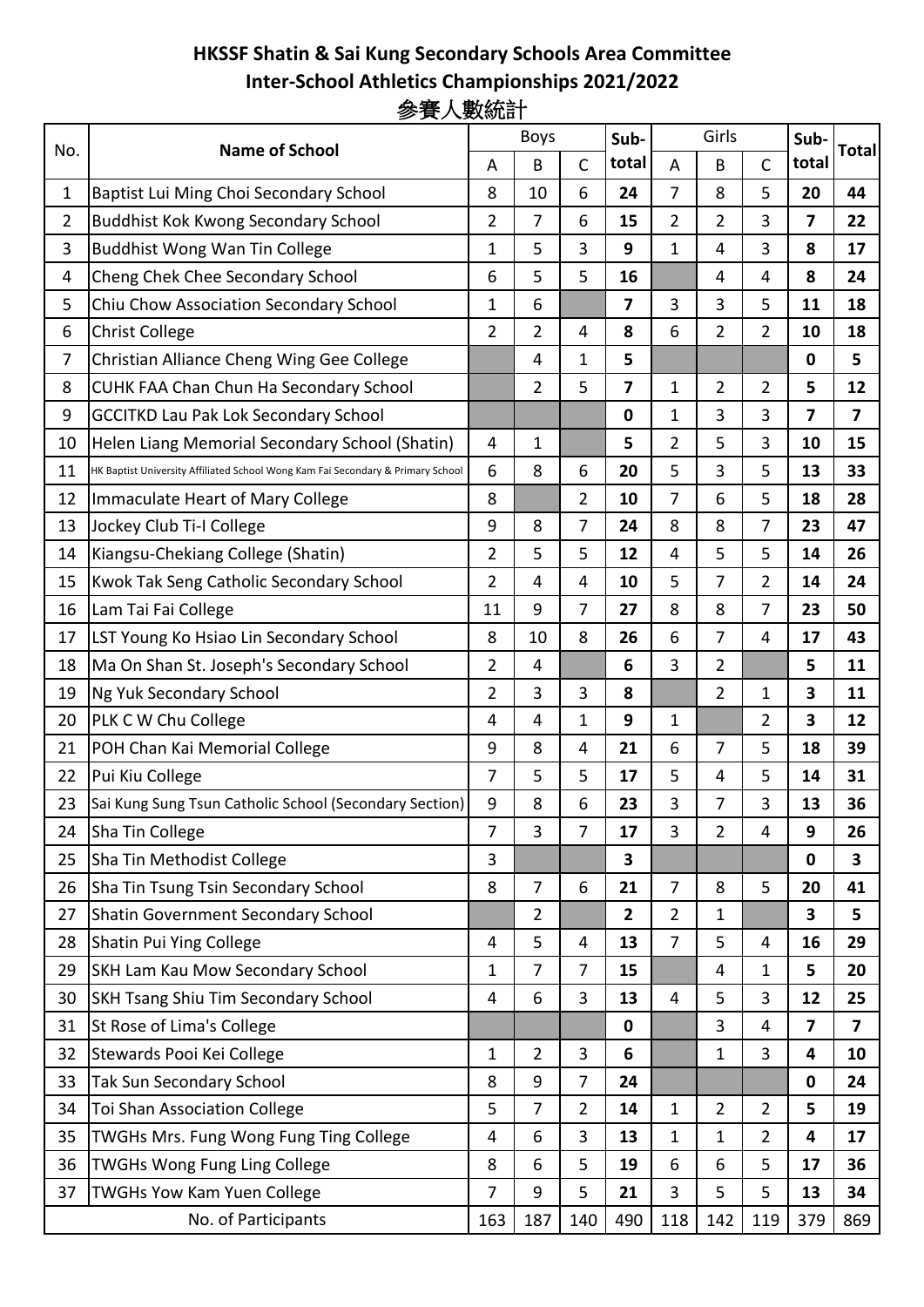**HKSSF Shatin & Sai Kung Secondary Schools Area Committee**

**Inter-School Athletics Championships 2021/2022**

參賽人數統計

| No. | Name of School | Boys | | | Sub-total | Girls | | | Sub-total | Total |
|---|---|---|---|---|---|---|---|---|---|---|
| | | A | B | C | | A | B | C | | |
| 1 | Baptist Lui Ming Choi Secondary School | 8 | 10 | 6 | **24** | 7 | 8 | 5 | **20** | **44** |
| 2 | Buddhist Kok Kwong Secondary School | 2 | 7 | 6 | **15** | 2 | 2 | 3 | **7** | **22** |
| 3 | Buddhist Wong Wan Tin College | 1 | 5 | 3 | **9** | 1 | 4 | 3 | **8** | **17** |
| 4 | Cheng Chek Chee Secondary School | 6 | 5 | 5 | **16** | | 4 | 4 | **8** | **24** |
| 5 | Chiu Chow Association Secondary School | 1 | 6 | | **7** | 3 | 3 | 5 | **11** | **18** |
| 6 | Christ College | 2 | 2 | 4 | **8** | 6 | 2 | 2 | **10** | **18** |
| 7 | Christian Alliance Cheng Wing Gee College | | 4 | 1 | **5** | | | | **0** | **5** |
| 8 | CUHK FAA Chan Chun Ha Secondary School | | 2 | 5 | **7** | 1 | 2 | 2 | **5** | **12** |
| 9 | GCCITKD Lau Pak Lok Secondary School | | | | **0** | 1 | 3 | 3 | **7** | **7** |
| 10 | Helen Liang Memorial Secondary School (Shatin) | 4 | 1 | | **5** | 2 | 5 | 3 | **10** | **15** |
| 11 | HK Baptist University Affiliated School Wong Kam Fai Secondary & Primary School | 6 | 8 | 6 | **20** | 5 | 3 | 5 | **13** | **33** |
| 12 | Immaculate Heart of Mary College | 8 | | 2 | **10** | 7 | 6 | 5 | **18** | **28** |
| 13 | Jockey Club Ti-I College | 9 | 8 | 7 | **24** | 8 | 8 | 7 | **23** | **47** |
| 14 | Kiangsu-Chekiang College (Shatin) | 2 | 5 | 5 | **12** | 4 | 5 | 5 | **14** | **26** |
| 15 | Kwok Tak Seng Catholic Secondary School | 2 | 4 | 4 | **10** | 5 | 7 | 2 | **14** | **24** |
| 16 | Lam Tai Fai College | 11 | 9 | 7 | **27** | 8 | 8 | 7 | **23** | **50** |
| 17 | LST Young Ko Hsiao Lin Secondary School | 8 | 10 | 8 | **26** | 6 | 7 | 4 | **17** | **43** |
| 18 | Ma On Shan St. Joseph's Secondary School | 2 | 4 | | **6** | 3 | 2 | | **5** | **11** |
| 19 | Ng Yuk Secondary School | 2 | 3 | 3 | **8** | | 2 | 1 | **3** | **11** |
| 20 | PLK C W Chu College | 4 | 4 | 1 | **9** | 1 | | 2 | **3** | **12** |
| 21 | POH Chan Kai Memorial College | 9 | 8 | 4 | **21** | 6 | 7 | 5 | **18** | **39** |
| 22 | Pui Kiu College | 7 | 5 | 5 | **17** | 5 | 4 | 5 | **14** | **31** |
| 23 | Sai Kung Sung Tsun Catholic School (Secondary Section) | 9 | 8 | 6 | **23** | 3 | 7 | 3 | **13** | **36** |
| 24 | Sha Tin College | 7 | 3 | 7 | **17** | 3 | 2 | 4 | **9** | **26** |
| 25 | Sha Tin Methodist College | 3 | | | **3** | | | | **0** | **3** |
| 26 | Sha Tin Tsung Tsin Secondary School | 8 | 7 | 6 | **21** | 7 | 8 | 5 | **20** | **41** |
| 27 | Shatin Government Secondary School | | 2 | | **2** | 2 | 1 | | **3** | **5** |
| 28 | Shatin Pui Ying College | 4 | 5 | 4 | **13** | 7 | 5 | 4 | **16** | **29** |
| 29 | SKH Lam Kau Mow Secondary School | 1 | 7 | 7 | **15** | | 4 | 1 | **5** | **20** |
| 30 | SKH Tsang Shiu Tim Secondary School | 4 | 6 | 3 | **13** | 4 | 5 | 3 | **12** | **25** |
| 31 | St Rose of Lima's College | | | | **0** | | 3 | 4 | **7** | **7** |
| 32 | Stewards Pooi Kei College | 1 | 2 | 3 | **6** | | 1 | 3 | **4** | **10** |
| 33 | Tak Sun Secondary School | 8 | 9 | 7 | **24** | | | | **0** | **24** |
| 34 | Toi Shan Association College | 5 | 7 | 2 | **14** | 1 | 2 | 2 | **5** | **19** |
| 35 | TWGHs Mrs. Fung Wong Fung Ting College | 4 | 6 | 3 | **13** | 1 | 1 | 2 | **4** | **17** |
| 36 | TWGHs Wong Fung Ling College | 8 | 6 | 5 | **19** | 6 | 6 | 5 | **17** | **36** |
| 37 | TWGHs Yow Kam Yuen College | 7 | 9 | 5 | **21** | 3 | 5 | 5 | **13** | **34** |
| No. of Participants | | 163 | 187 | 140 | 490 | 118 | 142 | 119 | 379 | 869 |